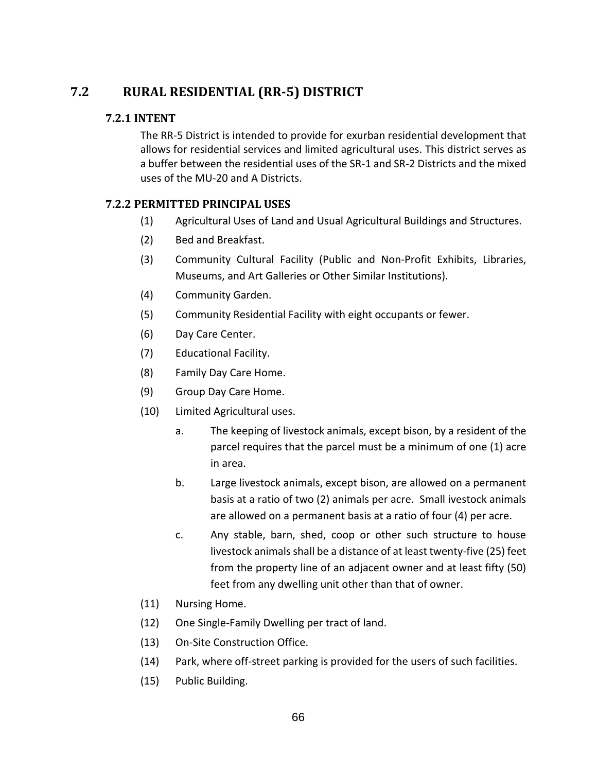## 7.2 RURAL RESIDENTIAL (RR-5) DISTRICT

### 7.2.1 INTENT

The RR-5 District is intended to provide for exurban residential development that allows for residential services and limited agricultural uses. This district serves as a buffer between the residential uses of the SR-1 and SR-2 Districts and the mixed uses of the MU-20 and A Districts.

### 7.2.2 PERMITTED PRINCIPAL USES

(1) Agricultural Uses of Land and Usual Agricultural Buildings and Structures.

(2) Bed and Breakfast.

(3) Community Cultural Facility (Public and Non-Profit Exhibits, Libraries, Museums, and Art Galleries or Other Similar Institutions).

(4) Community Garden.

(5) Community Residential Facility with eight occupants or fewer.

(6) Day Care Center.

(7) Educational Facility.

(8) Family Day Care Home.

(9) Group Day Care Home.

(10) Limited Agricultural uses.

  a. The keeping of livestock animals, except bison, by a resident of the parcel requires that the parcel must be a minimum of one (1) acre in area.

  b. Large livestock animals, except bison, are allowed on a permanent basis at a ratio of two (2) animals per acre. Small ivestock animals are allowed on a permanent basis at a ratio of four (4) per acre.

  c. Any stable, barn, shed, coop or other such structure to house livestock animals shall be a distance of at least twenty-five (25) feet from the property line of an adjacent owner and at least fifty (50) feet from any dwelling unit other than that of owner.

(11) Nursing Home.

(12) One Single-Family Dwelling per tract of land.

(13) On-Site Construction Office.

(14) Park, where off-street parking is provided for the users of such facilities.

(15) Public Building.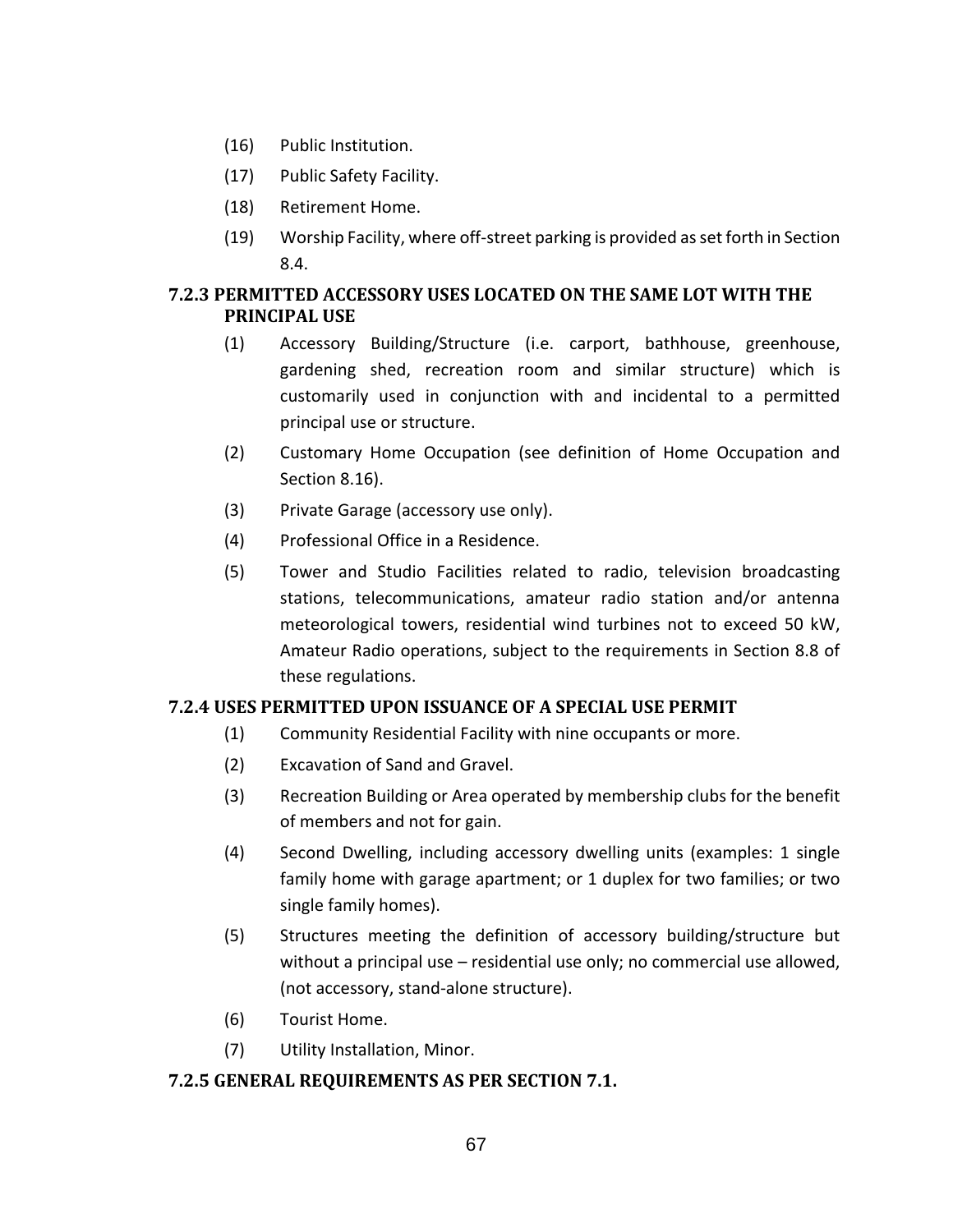(16) Public Institution.

(17) Public Safety Facility.

(18) Retirement Home.

(19) Worship Facility, where off-street parking is provided as set forth in Section 8.4.

### 7.2.3 PERMITTED ACCESSORY USES LOCATED ON THE SAME LOT WITH THE PRINCIPAL USE

(1) Accessory Building/Structure (i.e. carport, bathhouse, greenhouse, gardening shed, recreation room and similar structure) which is customarily used in conjunction with and incidental to a permitted principal use or structure.

(2) Customary Home Occupation (see definition of Home Occupation and Section 8.16).

(3) Private Garage (accessory use only).

(4) Professional Office in a Residence.

(5) Tower and Studio Facilities related to radio, television broadcasting stations, telecommunications, amateur radio station and/or antenna meteorological towers, residential wind turbines not to exceed 50 kW, Amateur Radio operations, subject to the requirements in Section 8.8 of these regulations.

### 7.2.4 USES PERMITTED UPON ISSUANCE OF A SPECIAL USE PERMIT

(1) Community Residential Facility with nine occupants or more.

(2) Excavation of Sand and Gravel.

(3) Recreation Building or Area operated by membership clubs for the benefit of members and not for gain.

(4) Second Dwelling, including accessory dwelling units (examples: 1 single family home with garage apartment; or 1 duplex for two families; or two single family homes).

(5) Structures meeting the definition of accessory building/structure but without a principal use – residential use only; no commercial use allowed, (not accessory, stand-alone structure).

(6) Tourist Home.

(7) Utility Installation, Minor.

### 7.2.5 GENERAL REQUIREMENTS AS PER SECTION 7.1.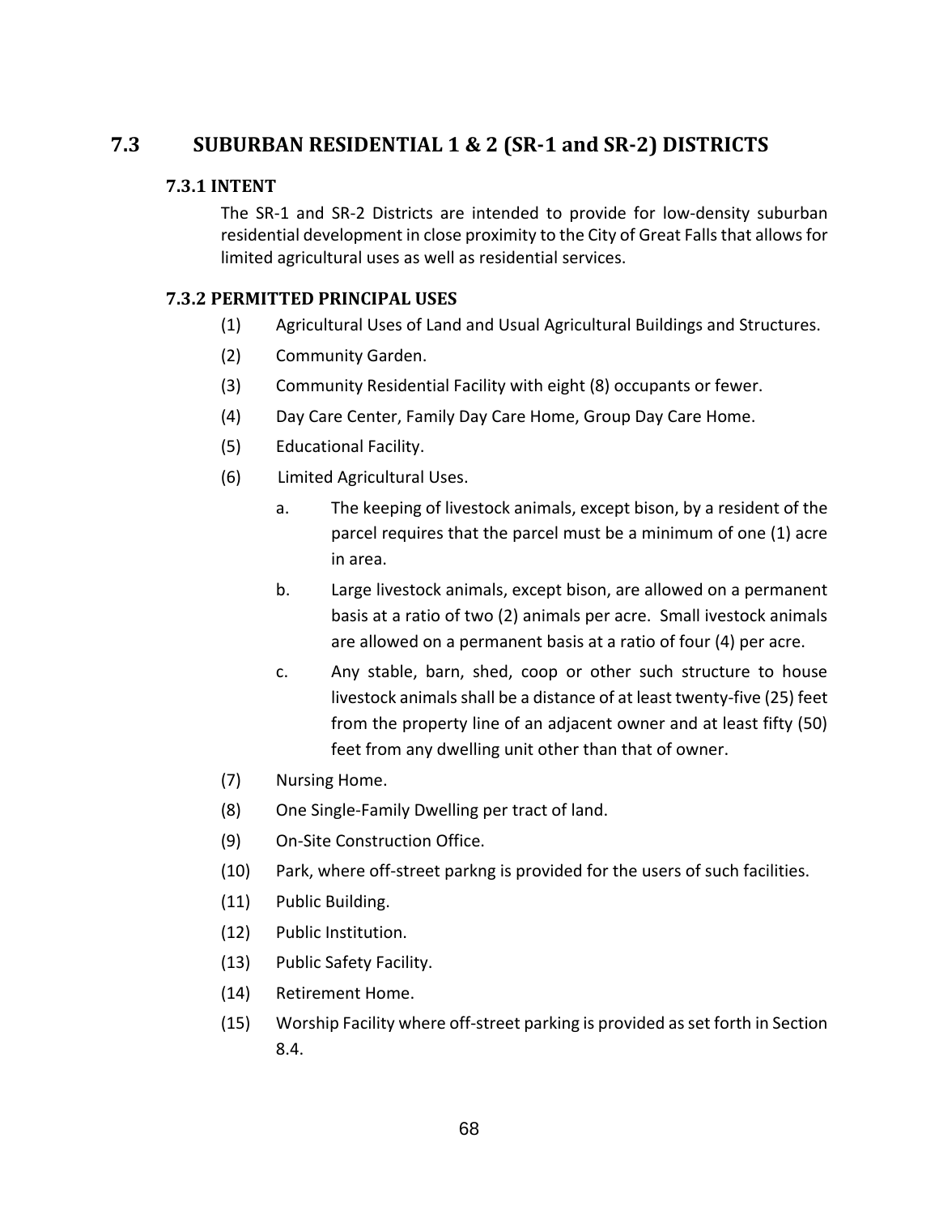## 7.3 SUBURBAN RESIDENTIAL 1 & 2 (SR-1 and SR-2) DISTRICTS

### 7.3.1 INTENT

The SR-1 and SR-2 Districts are intended to provide for low-density suburban residential development in close proximity to the City of Great Falls that allows for limited agricultural uses as well as residential services.

### 7.3.2 PERMITTED PRINCIPAL USES

(1) Agricultural Uses of Land and Usual Agricultural Buildings and Structures.

(2) Community Garden.

(3) Community Residential Facility with eight (8) occupants or fewer.

(4) Day Care Center, Family Day Care Home, Group Day Care Home.

(5) Educational Facility.

(6) Limited Agricultural Uses.

- a. The keeping of livestock animals, except bison, by a resident of the parcel requires that the parcel must be a minimum of one (1) acre in area.
- b. Large livestock animals, except bison, are allowed on a permanent basis at a ratio of two (2) animals per acre. Small ivestock animals are allowed on a permanent basis at a ratio of four (4) per acre.
- c. Any stable, barn, shed, coop or other such structure to house livestock animals shall be a distance of at least twenty-five (25) feet from the property line of an adjacent owner and at least fifty (50) feet from any dwelling unit other than that of owner.

(7) Nursing Home.

(8) One Single-Family Dwelling per tract of land.

(9) On-Site Construction Office.

(10) Park, where off-street parkng is provided for the users of such facilities.

(11) Public Building.

(12) Public Institution.

(13) Public Safety Facility.

(14) Retirement Home.

(15) Worship Facility where off-street parking is provided as set forth in Section 8.4.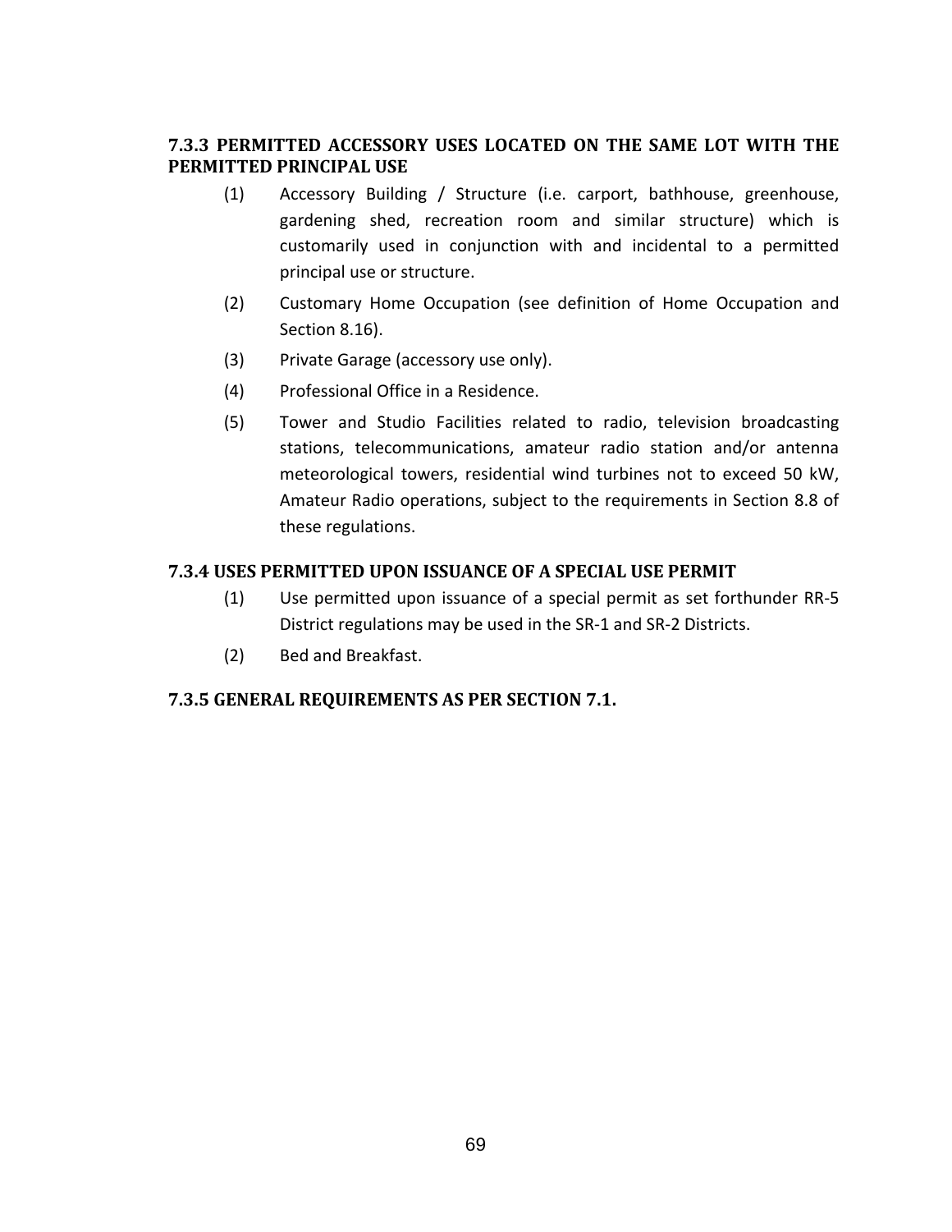### 7.3.3 PERMITTED ACCESSORY USES LOCATED ON THE SAME LOT WITH THE PERMITTED PRINCIPAL USE

(1) Accessory Building / Structure (i.e. carport, bathhouse, greenhouse, gardening shed, recreation room and similar structure) which is customarily used in conjunction with and incidental to a permitted principal use or structure.

(2) Customary Home Occupation (see definition of Home Occupation and Section 8.16).

(3) Private Garage (accessory use only).

(4) Professional Office in a Residence.

(5) Tower and Studio Facilities related to radio, television broadcasting stations, telecommunications, amateur radio station and/or antenna meteorological towers, residential wind turbines not to exceed 50 kW, Amateur Radio operations, subject to the requirements in Section 8.8 of these regulations.

### 7.3.4 USES PERMITTED UPON ISSUANCE OF A SPECIAL USE PERMIT

(1) Use permitted upon issuance of a special permit as set forthunder RR-5 District regulations may be used in the SR-1 and SR-2 Districts.

(2) Bed and Breakfast.

### 7.3.5 GENERAL REQUIREMENTS AS PER SECTION 7.1.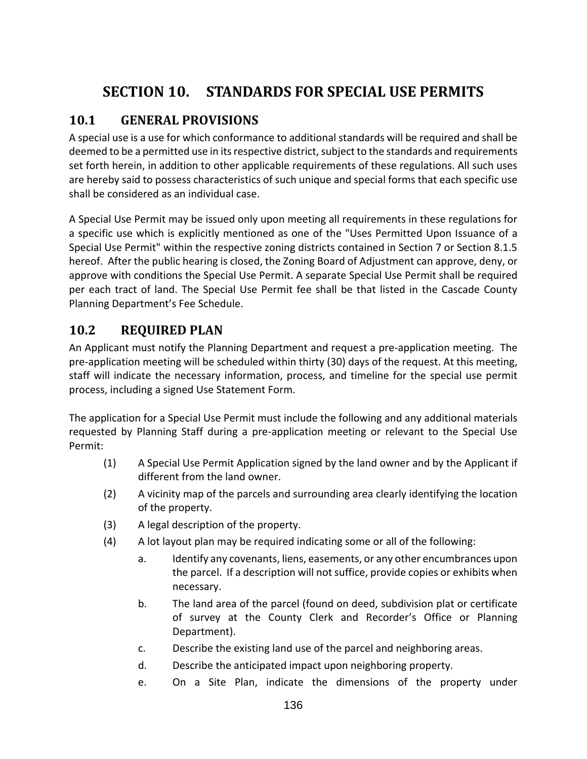# SECTION 10. STANDARDS FOR SPECIAL USE PERMITS

## 10.1 GENERAL PROVISIONS

A special use is a use for which conformance to additional standards will be required and shall be deemed to be a permitted use in its respective district, subject to the standards and requirements set forth herein, in addition to other applicable requirements of these regulations. All such uses are hereby said to possess characteristics of such unique and special forms that each specific use shall be considered as an individual case.

A Special Use Permit may be issued only upon meeting all requirements in these regulations for a specific use which is explicitly mentioned as one of the "Uses Permitted Upon Issuance of a Special Use Permit" within the respective zoning districts contained in Section 7 or Section 8.1.5 hereof. After the public hearing is closed, the Zoning Board of Adjustment can approve, deny, or approve with conditions the Special Use Permit. A separate Special Use Permit shall be required per each tract of land. The Special Use Permit fee shall be that listed in the Cascade County Planning Department's Fee Schedule.

## 10.2 REQUIRED PLAN

An Applicant must notify the Planning Department and request a pre-application meeting. The pre-application meeting will be scheduled within thirty (30) days of the request. At this meeting, staff will indicate the necessary information, process, and timeline for the special use permit process, including a signed Use Statement Form.

The application for a Special Use Permit must include the following and any additional materials requested by Planning Staff during a pre-application meeting or relevant to the Special Use Permit:

(1) A Special Use Permit Application signed by the land owner and by the Applicant if different from the land owner.

(2) A vicinity map of the parcels and surrounding area clearly identifying the location of the property.

(3) A legal description of the property.

(4) A lot layout plan may be required indicating some or all of the following:

   a. Identify any covenants, liens, easements, or any other encumbrances upon the parcel. If a description will not suffice, provide copies or exhibits when necessary.

   b. The land area of the parcel (found on deed, subdivision plat or certificate of survey at the County Clerk and Recorder's Office or Planning Department).

   c. Describe the existing land use of the parcel and neighboring areas.

   d. Describe the anticipated impact upon neighboring property.

   e. On a Site Plan, indicate the dimensions of the property under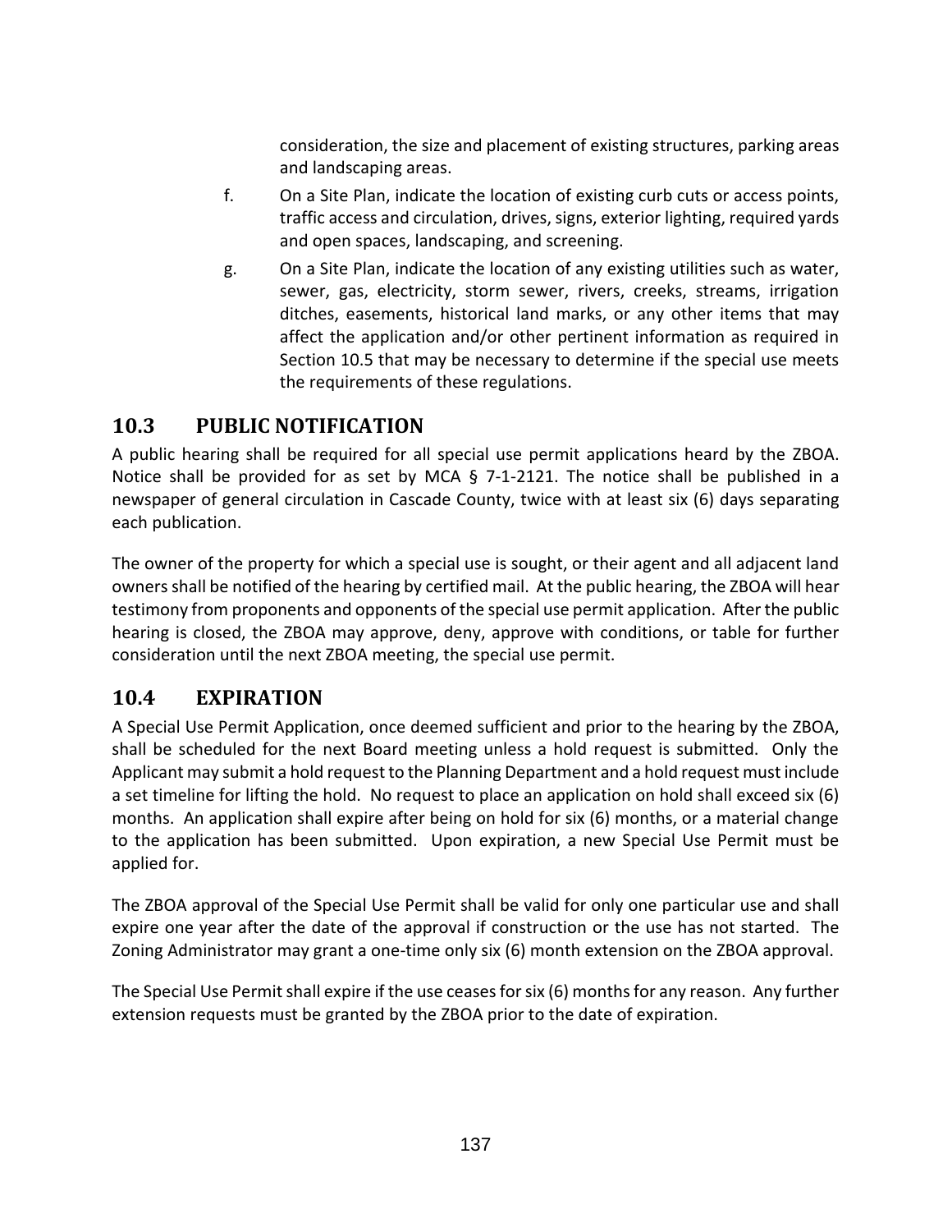consideration, the size and placement of existing structures, parking areas and landscaping areas.

f. On a Site Plan, indicate the location of existing curb cuts or access points, traffic access and circulation, drives, signs, exterior lighting, required yards and open spaces, landscaping, and screening.

g. On a Site Plan, indicate the location of any existing utilities such as water, sewer, gas, electricity, storm sewer, rivers, creeks, streams, irrigation ditches, easements, historical land marks, or any other items that may affect the application and/or other pertinent information as required in Section 10.5 that may be necessary to determine if the special use meets the requirements of these regulations.

## 10.3 PUBLIC NOTIFICATION

A public hearing shall be required for all special use permit applications heard by the ZBOA. Notice shall be provided for as set by MCA § 7-1-2121. The notice shall be published in a newspaper of general circulation in Cascade County, twice with at least six (6) days separating each publication.

The owner of the property for which a special use is sought, or their agent and all adjacent land owners shall be notified of the hearing by certified mail. At the public hearing, the ZBOA will hear testimony from proponents and opponents of the special use permit application. After the public hearing is closed, the ZBOA may approve, deny, approve with conditions, or table for further consideration until the next ZBOA meeting, the special use permit.

## 10.4 EXPIRATION

A Special Use Permit Application, once deemed sufficient and prior to the hearing by the ZBOA, shall be scheduled for the next Board meeting unless a hold request is submitted. Only the Applicant may submit a hold request to the Planning Department and a hold request must include a set timeline for lifting the hold. No request to place an application on hold shall exceed six (6) months. An application shall expire after being on hold for six (6) months, or a material change to the application has been submitted. Upon expiration, a new Special Use Permit must be applied for.

The ZBOA approval of the Special Use Permit shall be valid for only one particular use and shall expire one year after the date of the approval if construction or the use has not started. The Zoning Administrator may grant a one-time only six (6) month extension on the ZBOA approval.

The Special Use Permit shall expire if the use ceases for six (6) months for any reason. Any further extension requests must be granted by the ZBOA prior to the date of expiration.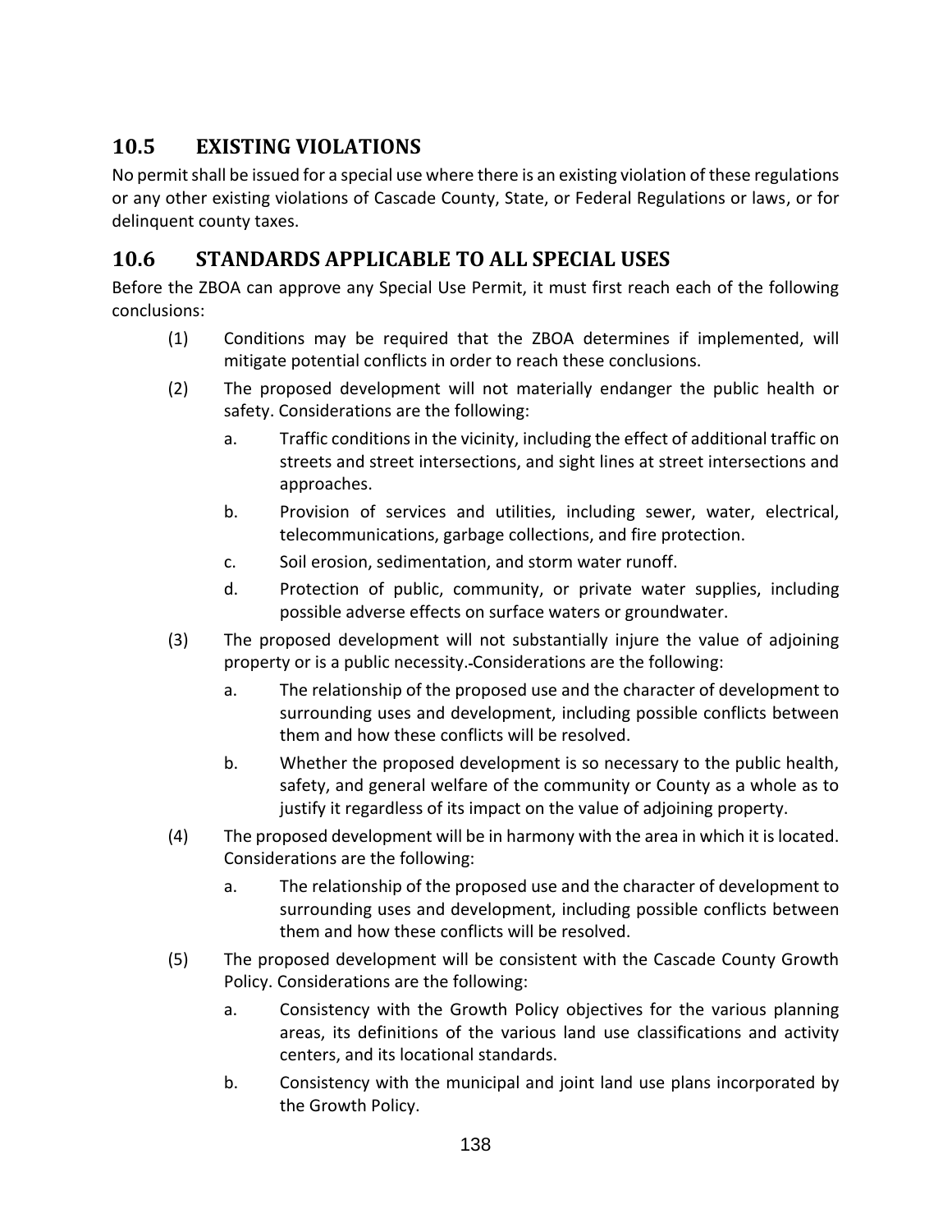## 10.5 EXISTING VIOLATIONS

No permit shall be issued for a special use where there is an existing violation of these regulations or any other existing violations of Cascade County, State, or Federal Regulations or laws, or for delinquent county taxes.

## 10.6 STANDARDS APPLICABLE TO ALL SPECIAL USES

Before the ZBOA can approve any Special Use Permit, it must first reach each of the following conclusions:

(1) Conditions may be required that the ZBOA determines if implemented, will mitigate potential conflicts in order to reach these conclusions.

(2) The proposed development will not materially endanger the public health or safety. Considerations are the following:

   a. Traffic conditions in the vicinity, including the effect of additional traffic on streets and street intersections, and sight lines at street intersections and approaches.

   b. Provision of services and utilities, including sewer, water, electrical, telecommunications, garbage collections, and fire protection.

   c. Soil erosion, sedimentation, and storm water runoff.

   d. Protection of public, community, or private water supplies, including possible adverse effects on surface waters or groundwater.

(3) The proposed development will not substantially injure the value of adjoining property or is a public necessity. Considerations are the following:

   a. The relationship of the proposed use and the character of development to surrounding uses and development, including possible conflicts between them and how these conflicts will be resolved.

   b. Whether the proposed development is so necessary to the public health, safety, and general welfare of the community or County as a whole as to justify it regardless of its impact on the value of adjoining property.

(4) The proposed development will be in harmony with the area in which it is located. Considerations are the following:

   a. The relationship of the proposed use and the character of development to surrounding uses and development, including possible conflicts between them and how these conflicts will be resolved.

(5) The proposed development will be consistent with the Cascade County Growth Policy. Considerations are the following:

   a. Consistency with the Growth Policy objectives for the various planning areas, its definitions of the various land use classifications and activity centers, and its locational standards.

   b. Consistency with the municipal and joint land use plans incorporated by the Growth Policy.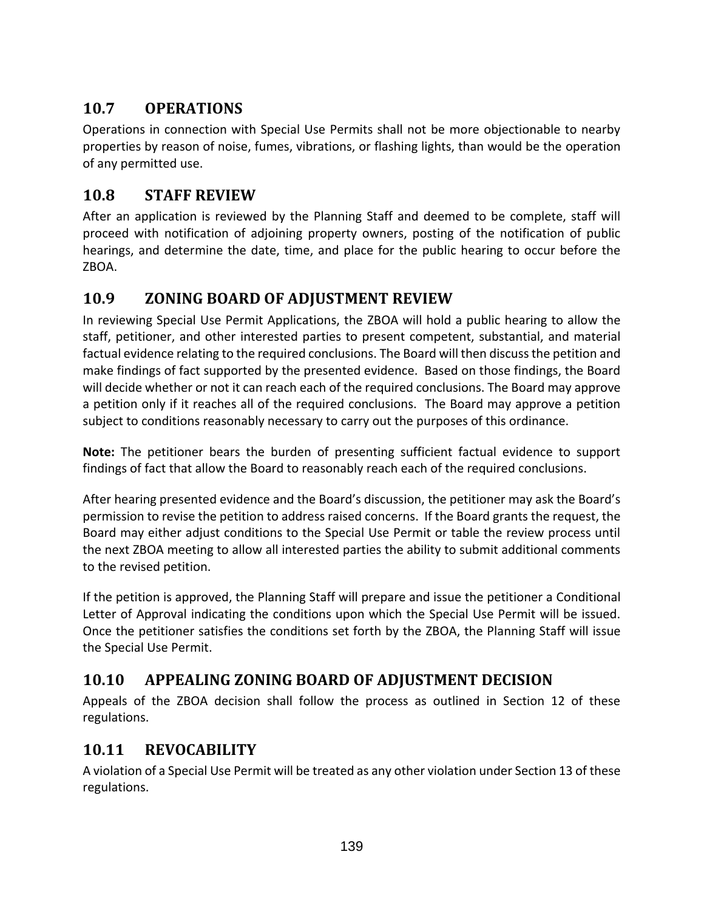## 10.7 OPERATIONS

Operations in connection with Special Use Permits shall not be more objectionable to nearby properties by reason of noise, fumes, vibrations, or flashing lights, than would be the operation of any permitted use.

## 10.8 STAFF REVIEW

After an application is reviewed by the Planning Staff and deemed to be complete, staff will proceed with notification of adjoining property owners, posting of the notification of public hearings, and determine the date, time, and place for the public hearing to occur before the ZBOA.

## 10.9 ZONING BOARD OF ADJUSTMENT REVIEW

In reviewing Special Use Permit Applications, the ZBOA will hold a public hearing to allow the staff, petitioner, and other interested parties to present competent, substantial, and material factual evidence relating to the required conclusions. The Board will then discuss the petition and make findings of fact supported by the presented evidence. Based on those findings, the Board will decide whether or not it can reach each of the required conclusions. The Board may approve a petition only if it reaches all of the required conclusions. The Board may approve a petition subject to conditions reasonably necessary to carry out the purposes of this ordinance.

**Note:** The petitioner bears the burden of presenting sufficient factual evidence to support findings of fact that allow the Board to reasonably reach each of the required conclusions.

After hearing presented evidence and the Board's discussion, the petitioner may ask the Board's permission to revise the petition to address raised concerns. If the Board grants the request, the Board may either adjust conditions to the Special Use Permit or table the review process until the next ZBOA meeting to allow all interested parties the ability to submit additional comments to the revised petition.

If the petition is approved, the Planning Staff will prepare and issue the petitioner a Conditional Letter of Approval indicating the conditions upon which the Special Use Permit will be issued. Once the petitioner satisfies the conditions set forth by the ZBOA, the Planning Staff will issue the Special Use Permit.

## 10.10 APPEALING ZONING BOARD OF ADJUSTMENT DECISION

Appeals of the ZBOA decision shall follow the process as outlined in Section 12 of these regulations.

## 10.11 REVOCABILITY

A violation of a Special Use Permit will be treated as any other violation under Section 13 of these regulations.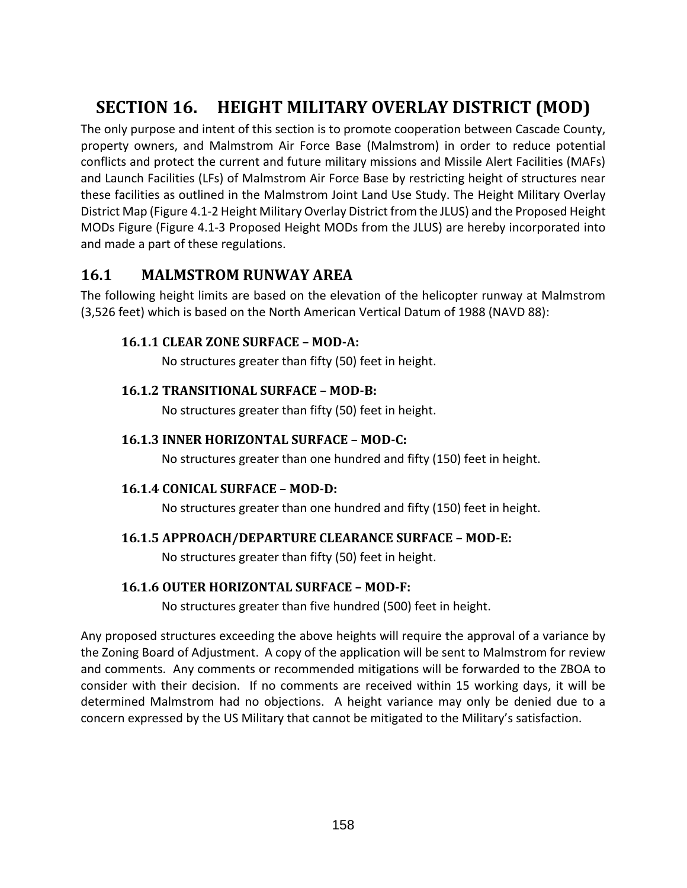# SECTION 16. HEIGHT MILITARY OVERLAY DISTRICT (MOD)

The only purpose and intent of this section is to promote cooperation between Cascade County, property owners, and Malmstrom Air Force Base (Malmstrom) in order to reduce potential conflicts and protect the current and future military missions and Missile Alert Facilities (MAFs) and Launch Facilities (LFs) of Malmstrom Air Force Base by restricting height of structures near these facilities as outlined in the Malmstrom Joint Land Use Study. The Height Military Overlay District Map (Figure 4.1-2 Height Military Overlay District from the JLUS) and the Proposed Height MODs Figure (Figure 4.1-3 Proposed Height MODs from the JLUS) are hereby incorporated into and made a part of these regulations.

## 16.1 MALMSTROM RUNWAY AREA

The following height limits are based on the elevation of the helicopter runway at Malmstrom (3,526 feet) which is based on the North American Vertical Datum of 1988 (NAVD 88):

### 16.1.1 CLEAR ZONE SURFACE – MOD-A:

No structures greater than fifty (50) feet in height.

### 16.1.2 TRANSITIONAL SURFACE – MOD-B:

No structures greater than fifty (50) feet in height.

### 16.1.3 INNER HORIZONTAL SURFACE – MOD-C:

No structures greater than one hundred and fifty (150) feet in height.

### 16.1.4 CONICAL SURFACE – MOD-D:

No structures greater than one hundred and fifty (150) feet in height.

### 16.1.5 APPROACH/DEPARTURE CLEARANCE SURFACE – MOD-E:

No structures greater than fifty (50) feet in height.

### 16.1.6 OUTER HORIZONTAL SURFACE – MOD-F:

No structures greater than five hundred (500) feet in height.

Any proposed structures exceeding the above heights will require the approval of a variance by the Zoning Board of Adjustment. A copy of the application will be sent to Malmstrom for review and comments. Any comments or recommended mitigations will be forwarded to the ZBOA to consider with their decision. If no comments are received within 15 working days, it will be determined Malmstrom had no objections. A height variance may only be denied due to a concern expressed by the US Military that cannot be mitigated to the Military's satisfaction.